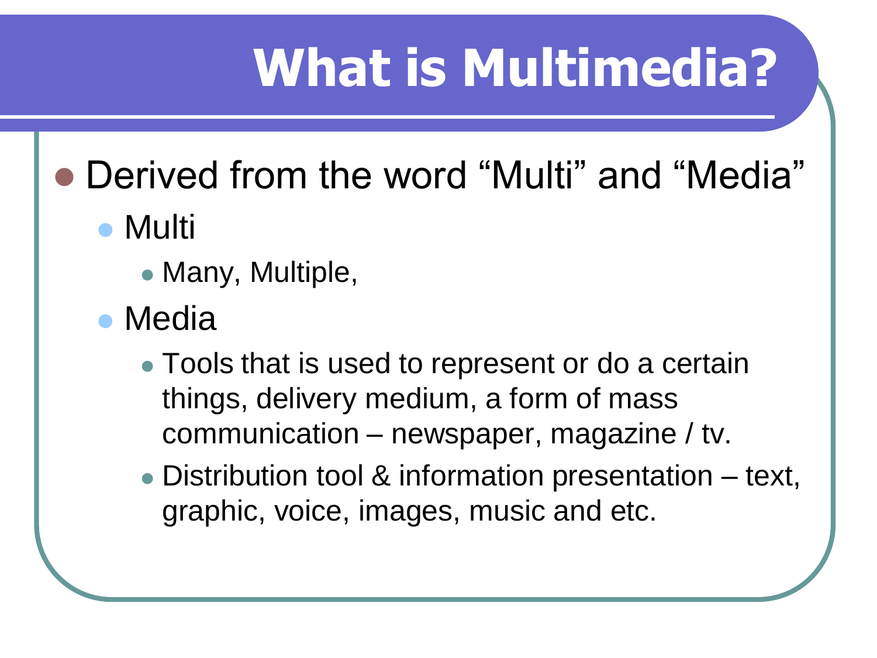# What is Multimedia?

- Derived from the word “Multi” and “Media”
  - Multi
    - Many, Multiple,
  - Media
    - Tools that is used to represent or do a certain things, delivery medium, a form of mass communication – newspaper, magazine / tv.
    - Distribution tool & information presentation – text, graphic, voice, images, music and etc.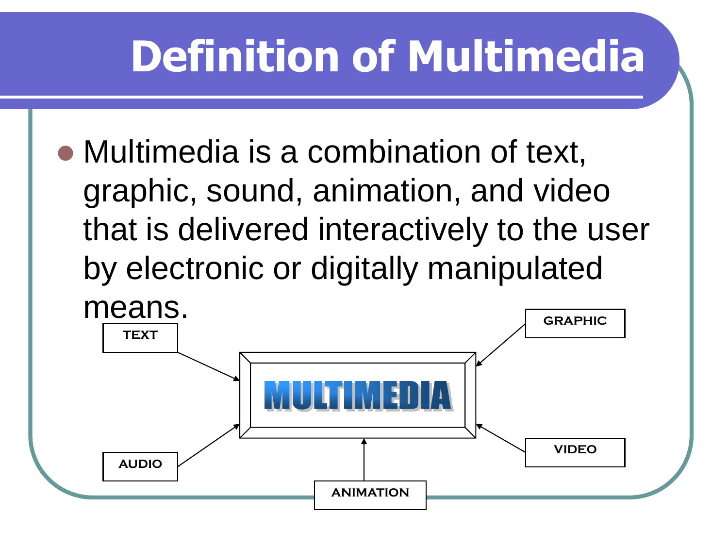# Definition of Multimedia

- Multimedia is a combination of text, graphic, sound, animation, and video that is delivered interactively to the user by electronic or digitally manipulated means.

TEXT

GRAPHIC

MULTIMEDIA

AUDIO

VIDEO

ANIMATION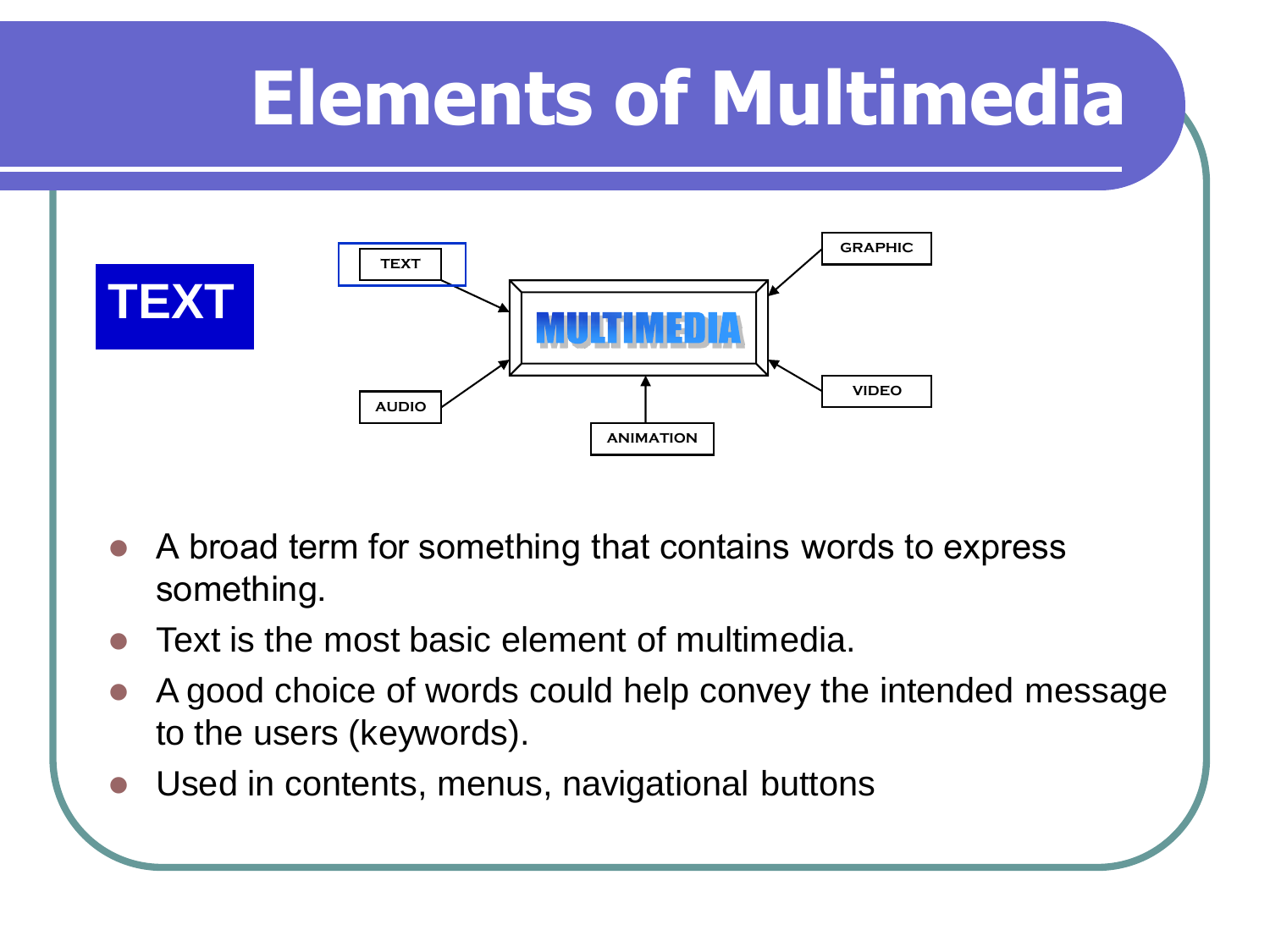# Elements of Multimedia

## TEXT

TEXT → MULTIMEDIA ← GRAPHIC

AUDIO → MULTIMEDIA ← VIDEO

ANIMATION → MULTIMEDIA

- A broad term for something that contains words to express something.
- Text is the most basic element of multimedia.
- A good choice of words could help convey the intended message to the users (keywords).
- Used in contents, menus, navigational buttons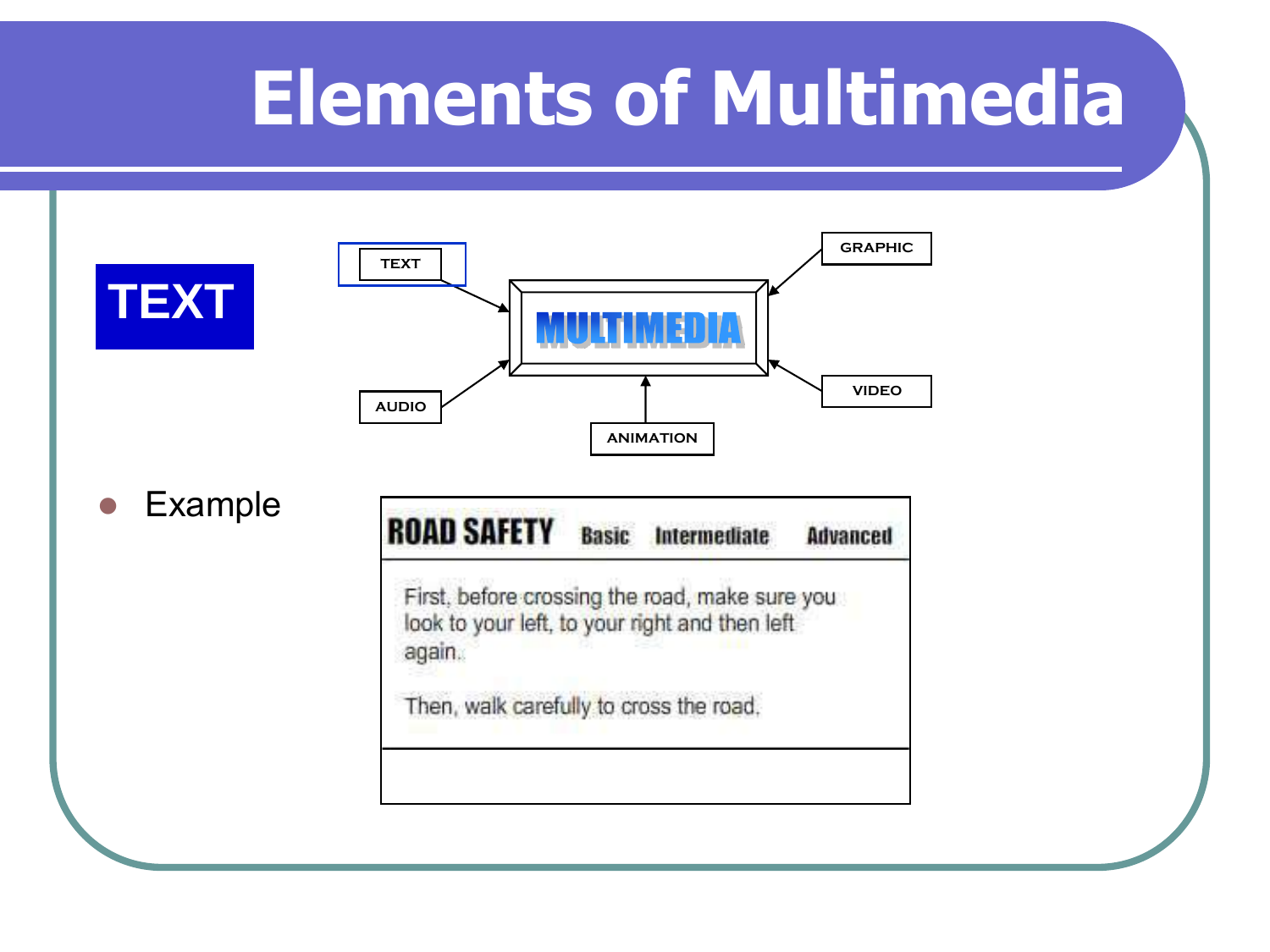# Elements of Multimedia

**TEXT**

TEXT → MULTIMEDIA ← GRAPHIC

AUDIO → MULTIMEDIA ← VIDEO

ANIMATION → MULTIMEDIA

- Example

**ROAD SAFETY** Basic Intermediate Advanced

First, before crossing the road, make sure you look to your left, to your right and then left again.

Then, walk carefully to cross the road.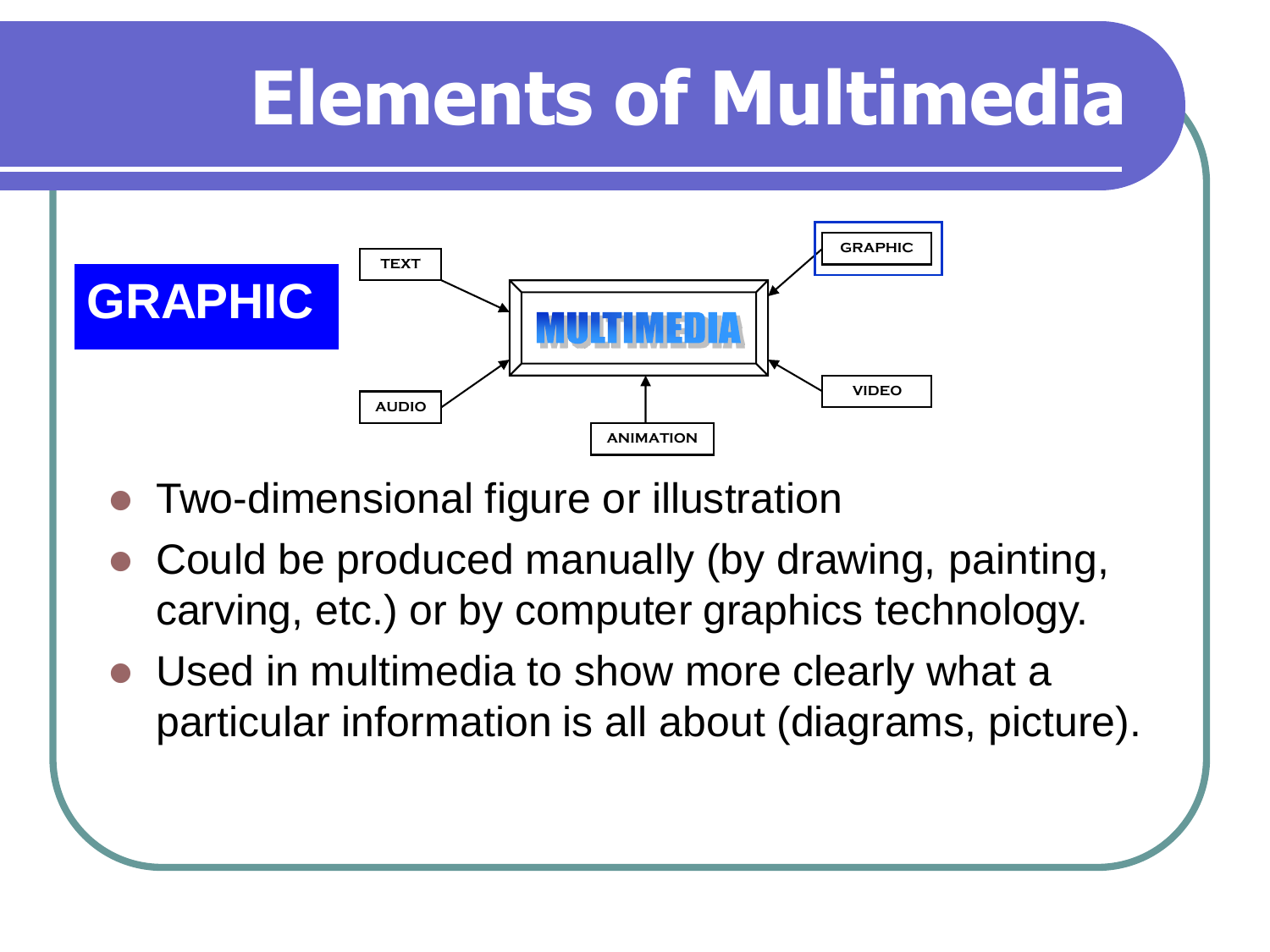# Elements of Multimedia

## GRAPHIC

TEXT, AUDIO, ANIMATION, VIDEO, GRAPHIC → MULTIMEDIA

- Two-dimensional figure or illustration
- Could be produced manually (by drawing, painting, carving, etc.) or by computer graphics technology.
- Used in multimedia to show more clearly what a particular information is all about (diagrams, picture).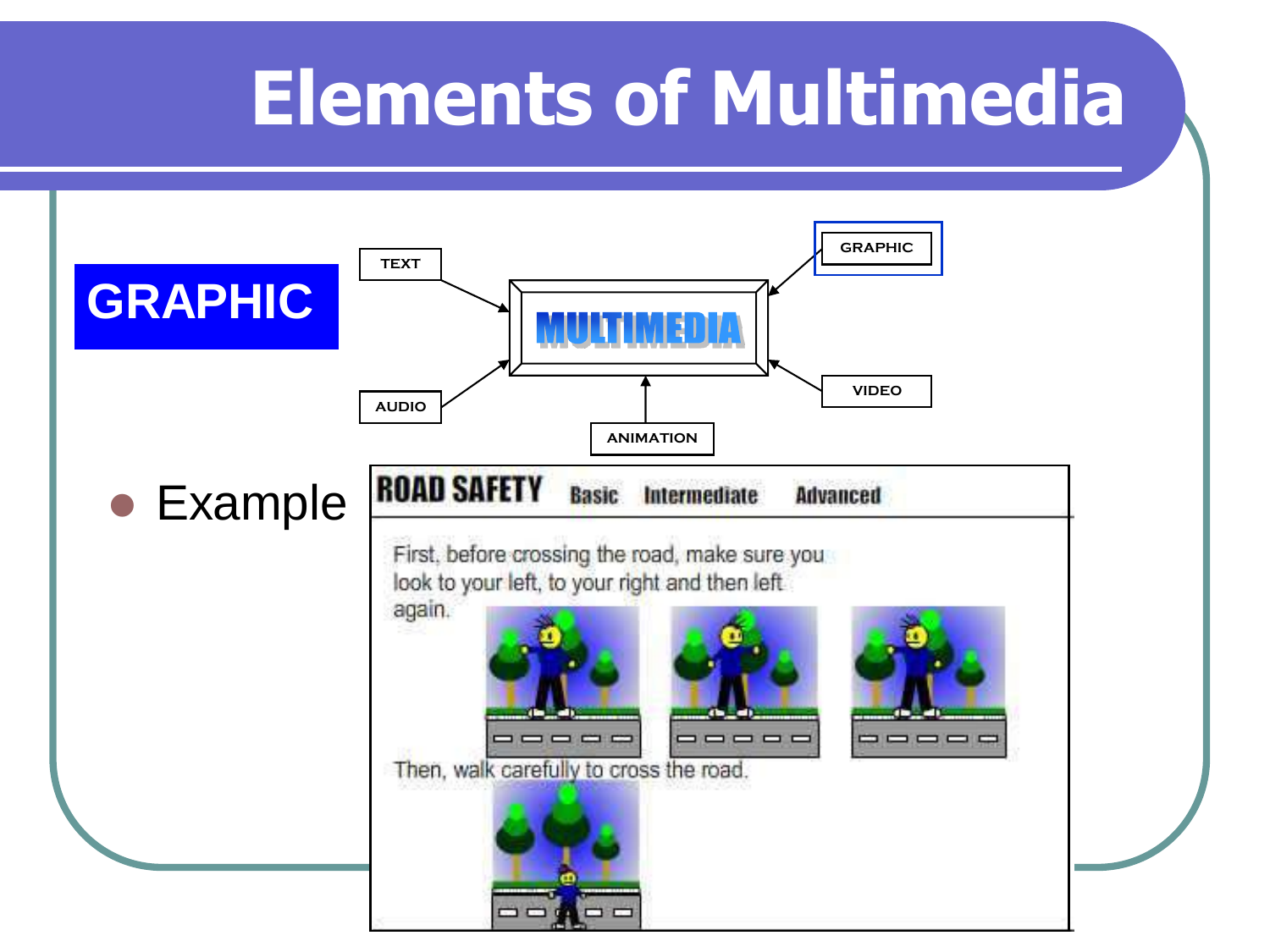# Elements of Multimedia

**GRAPHIC**

TEXT

GRAPHIC

MULTIMEDIA

AUDIO

VIDEO

ANIMATION

- Example

ROAD SAFETY Basic Intermediate Advanced

First, before crossing the road, make sure you look to your left, to your right and then left again.

Then, walk carefully to cross the road.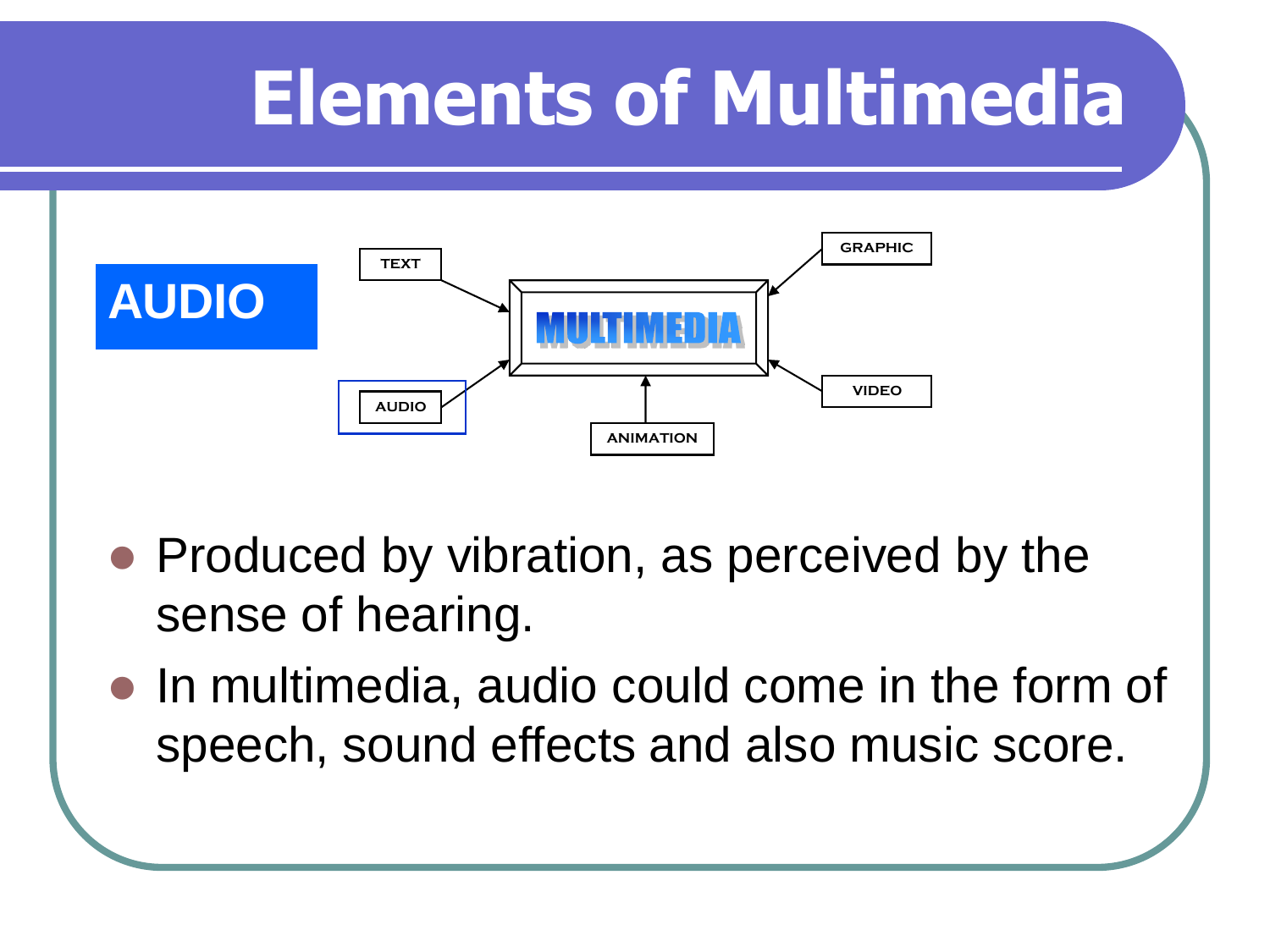# Elements of Multimedia

**AUDIO**

TEXT

GRAPHIC

MULTIMEDIA

AUDIO

VIDEO

ANIMATION

- Produced by vibration, as perceived by the sense of hearing.
- In multimedia, audio could come in the form of speech, sound effects and also music score.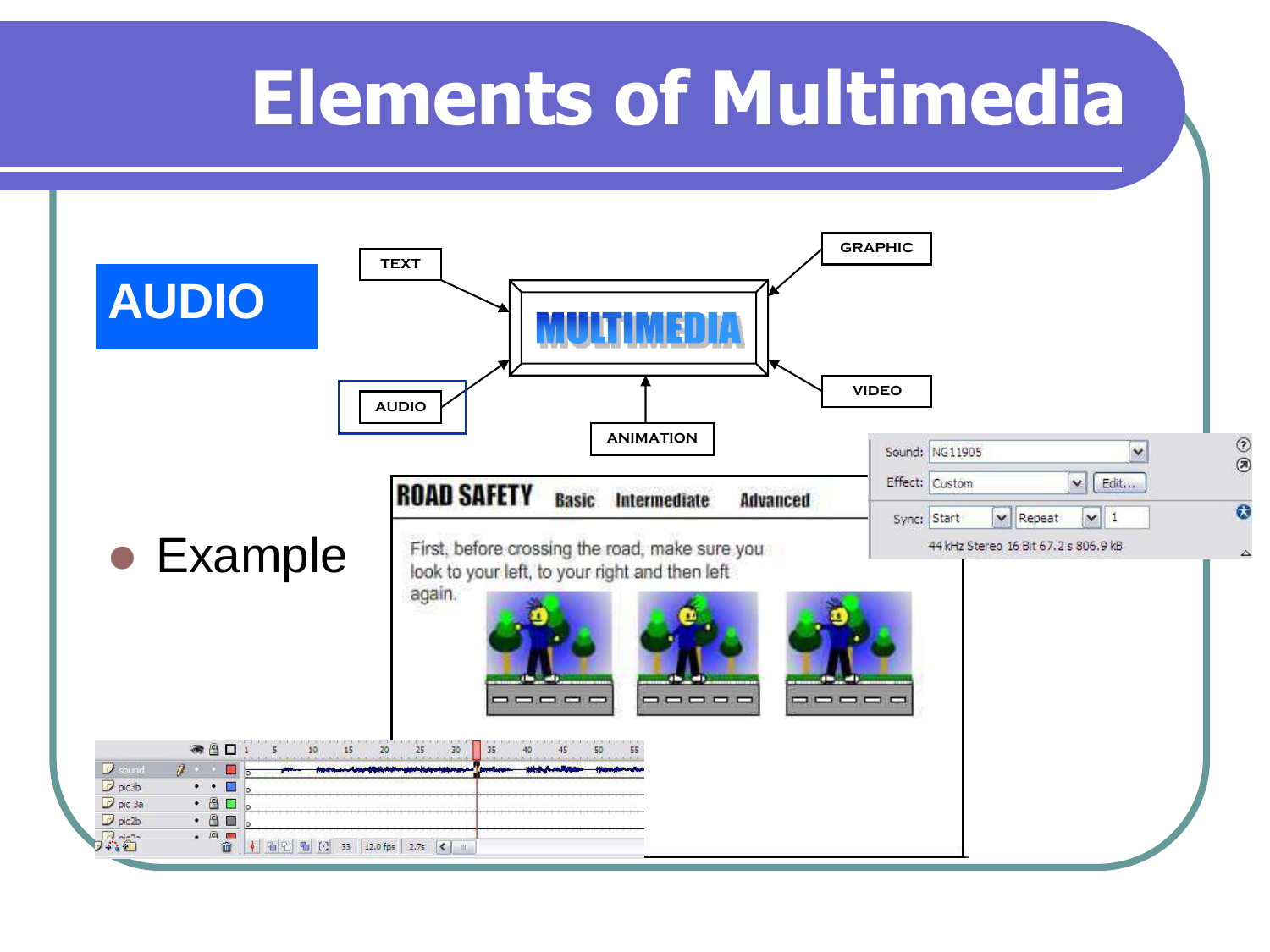# Elements of Multimedia

## AUDIO

TEXT → MULTIMEDIA ← GRAPHIC

AUDIO → MULTIMEDIA ← VIDEO

ANIMATION → MULTIMEDIA

- Example

**ROAD SAFETY** Basic Intermediate Advanced

First, before crossing the road, make sure you look to your left, to your right and then left again.

Sound: NG11905

Effect: Custom Edit...

Sync: Start Repeat 1

44 kHz Stereo 16 Bit 67.2 s 806.9 kB

sound

pic3b

pic 3a

pic2b

33 12.0 fps 2.7s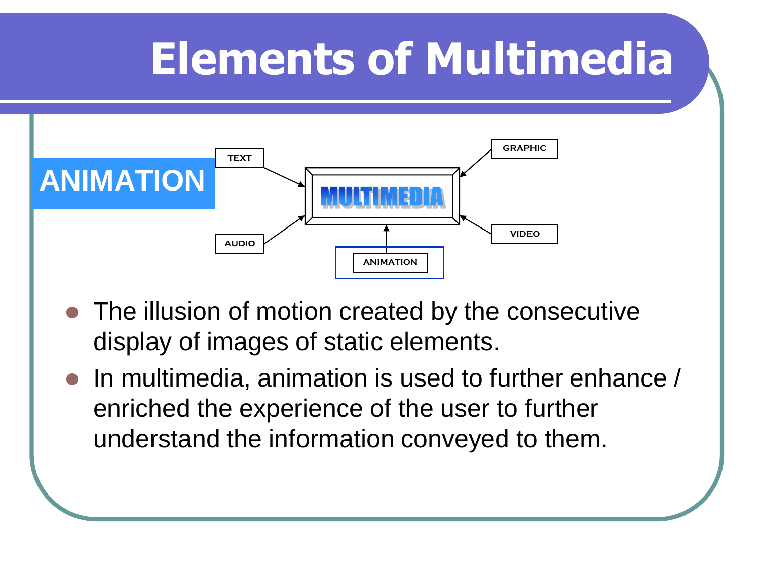# Elements of Multimedia

## ANIMATION

TEXT

GRAPHIC

MULTIMEDIA

AUDIO

VIDEO

ANIMATION

- The illusion of motion created by the consecutive display of images of static elements.
- In multimedia, animation is used to further enhance / enriched the experience of the user to further understand the information conveyed to them.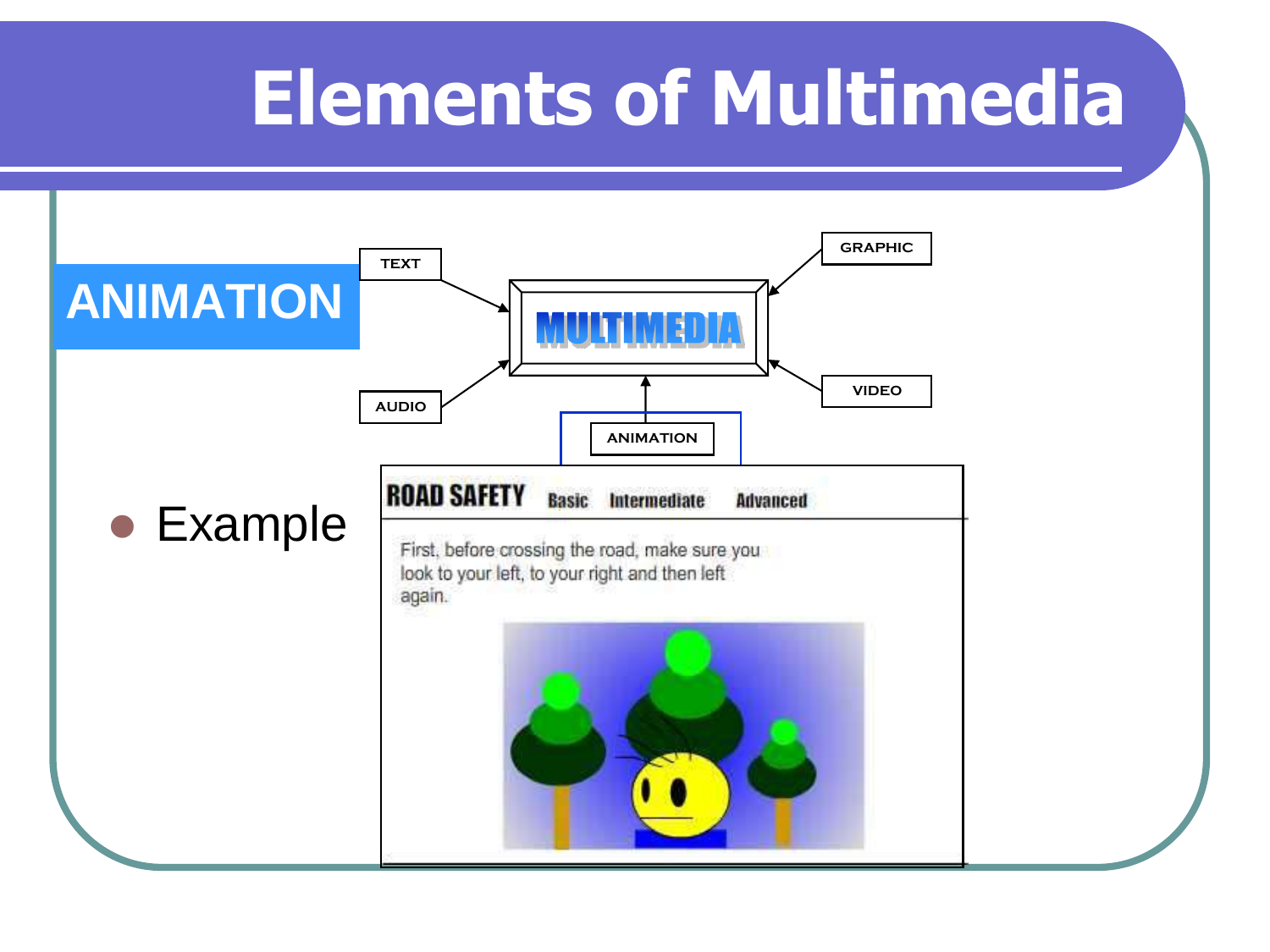# Elements of Multimedia

## ANIMATION

TEXT

GRAPHIC

MULTIMEDIA

AUDIO

VIDEO

ANIMATION

- Example

ROAD SAFETY Basic Intermediate Advanced

First, before crossing the road, make sure you look to your left, to your right and then left again.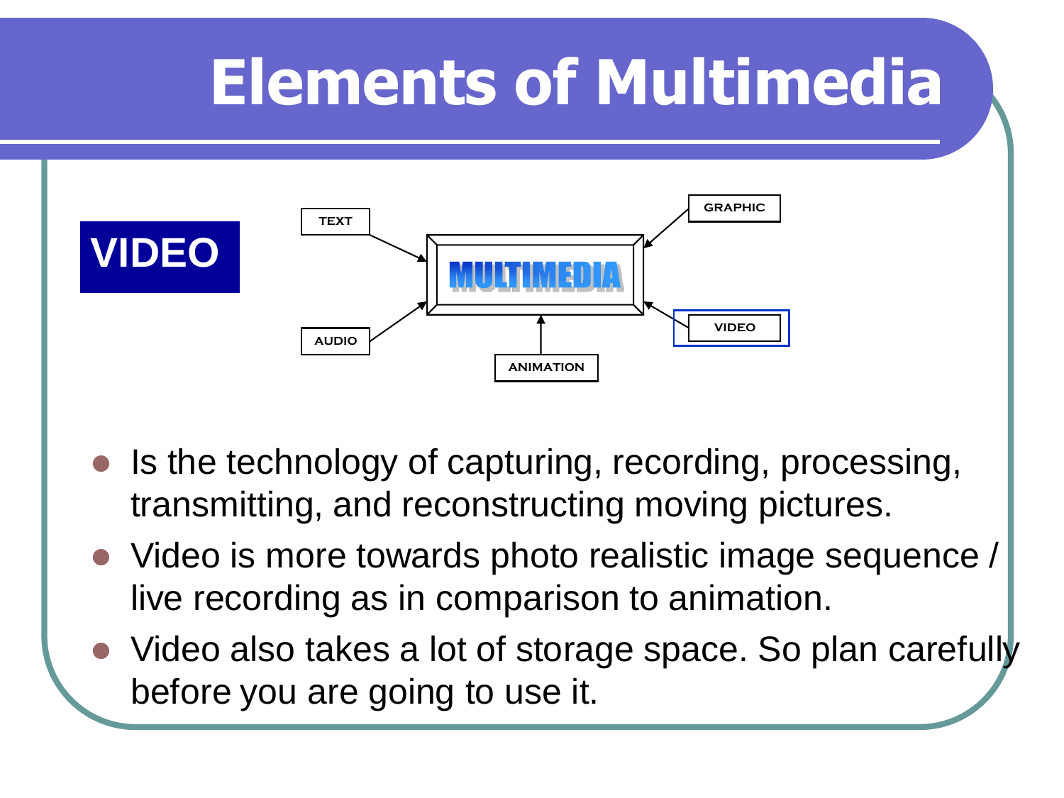# Elements of Multimedia

## VIDEO

TEXT → MULTIMEDIA ← GRAPHIC

AUDIO → MULTIMEDIA ← VIDEO

ANIMATION → MULTIMEDIA

- Is the technology of capturing, recording, processing, transmitting, and reconstructing moving pictures.
- Video is more towards photo realistic image sequence / live recording as in comparison to animation.
- Video also takes a lot of storage space. So plan carefully before you are going to use it.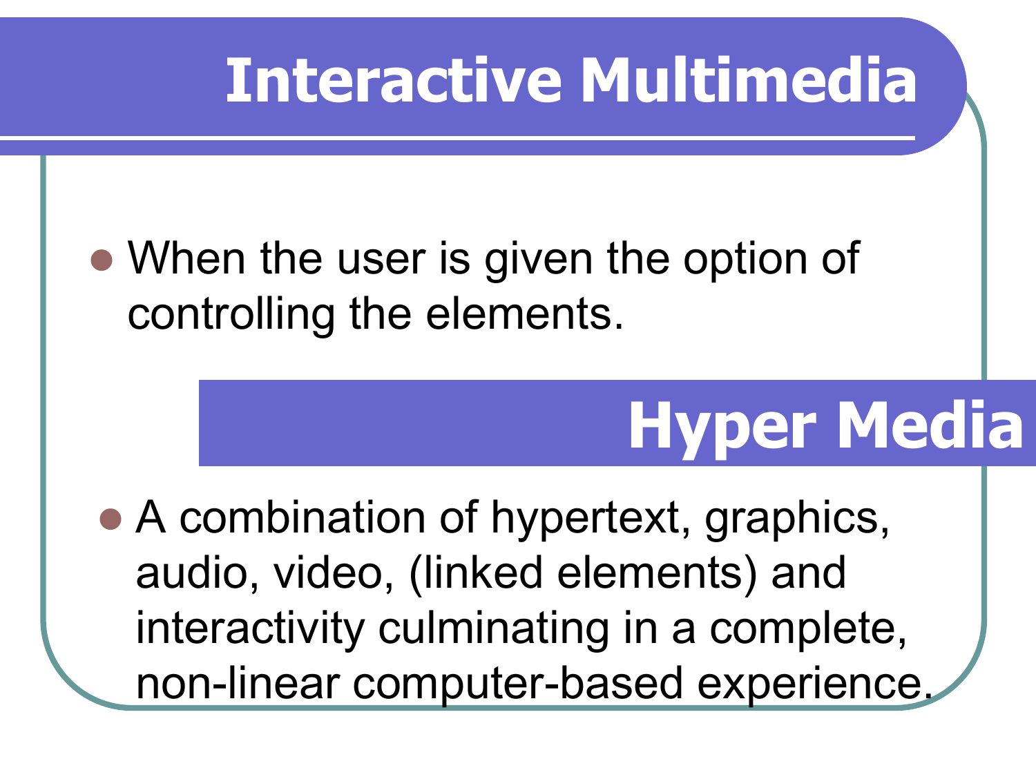# Interactive Multimedia

- When the user is given the option of controlling the elements.

# Hyper Media

- A combination of hypertext, graphics, audio, video, (linked elements) and interactivity culminating in a complete, non-linear computer-based experience.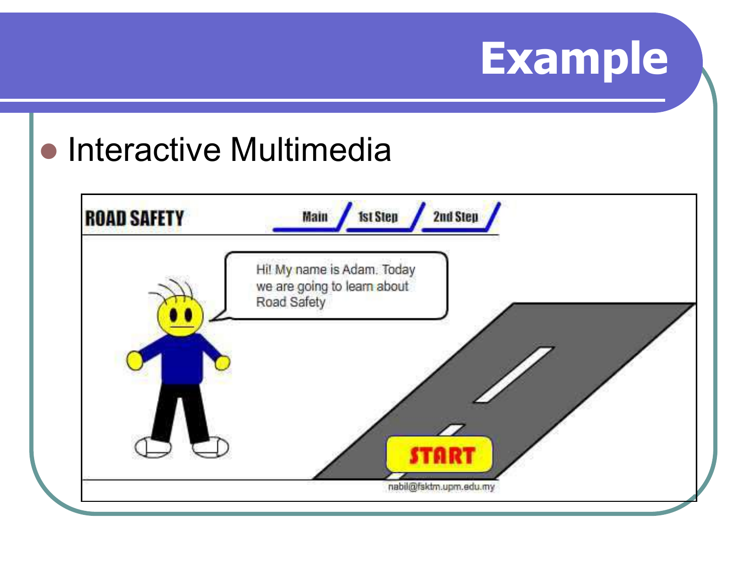# Example

- Interactive Multimedia

ROAD SAFETY

Main / 1st Step / 2nd Step /

Hi! My name is Adam. Today we are going to learn about Road Safety

START

nabil@fsktm.upm.edu.my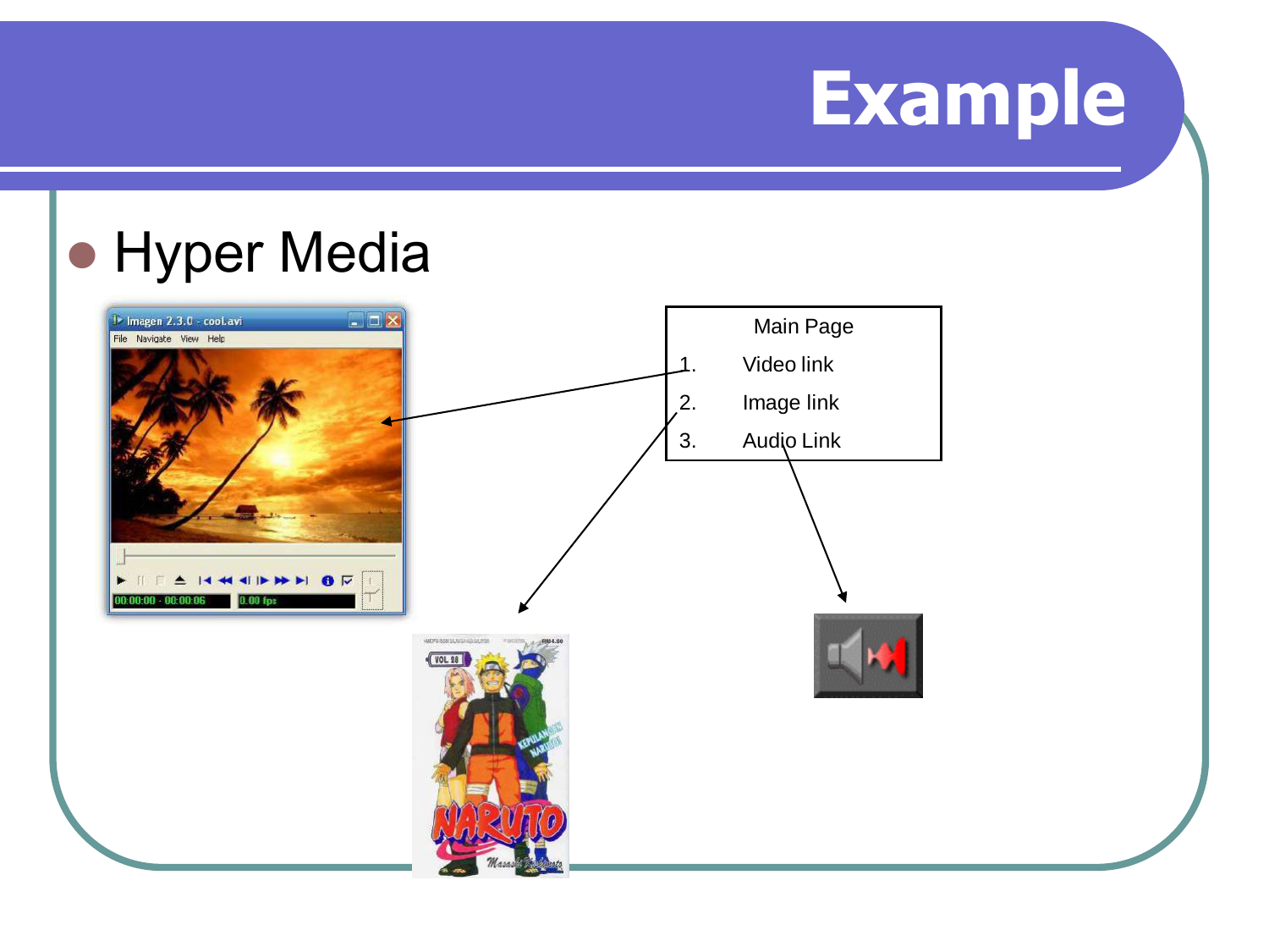# Example

- Hyper Media

Main Page

1. Video link
2. Image link
3. Audio Link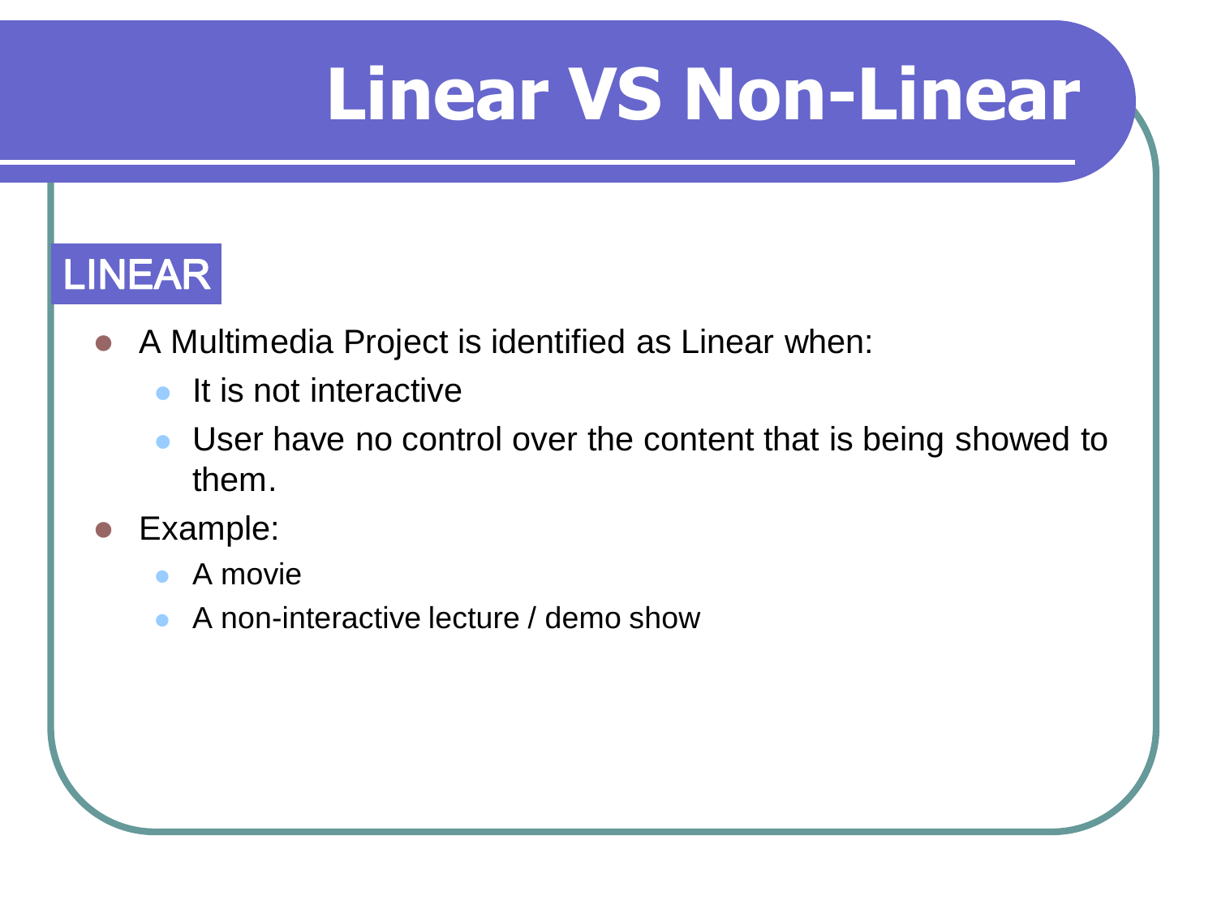# Linear VS Non-Linear

## LINEAR

- A Multimedia Project is identified as Linear when:
  - It is not interactive
  - User have no control over the content that is being showed to them.
- Example:
  - A movie
  - A non-interactive lecture / demo show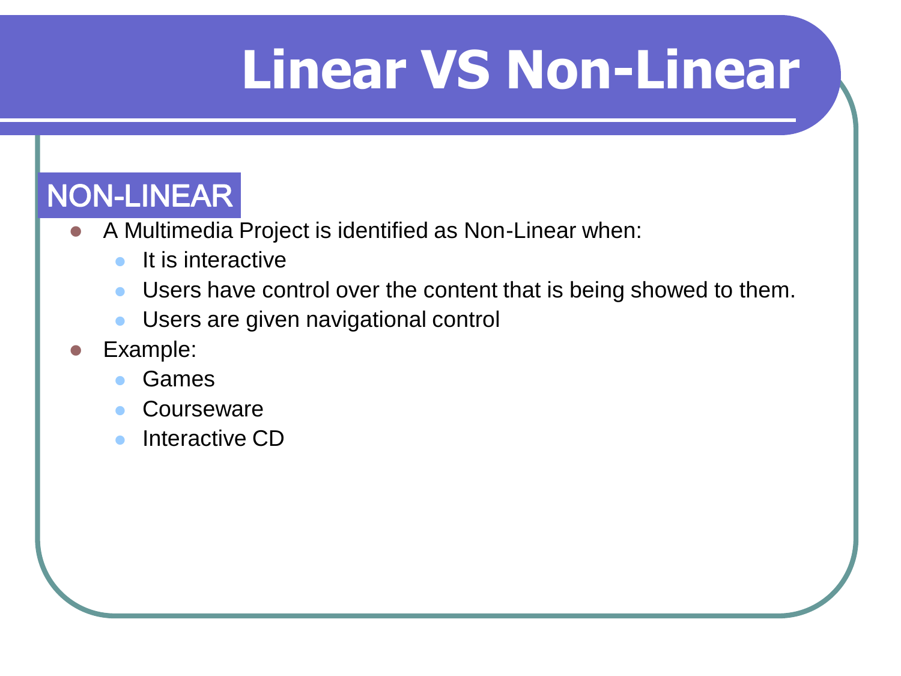# Linear VS Non-Linear

## NON-LINEAR

- A Multimedia Project is identified as Non-Linear when:
  - It is interactive
  - Users have control over the content that is being showed to them.
  - Users are given navigational control
- Example:
  - Games
  - Courseware
  - Interactive CD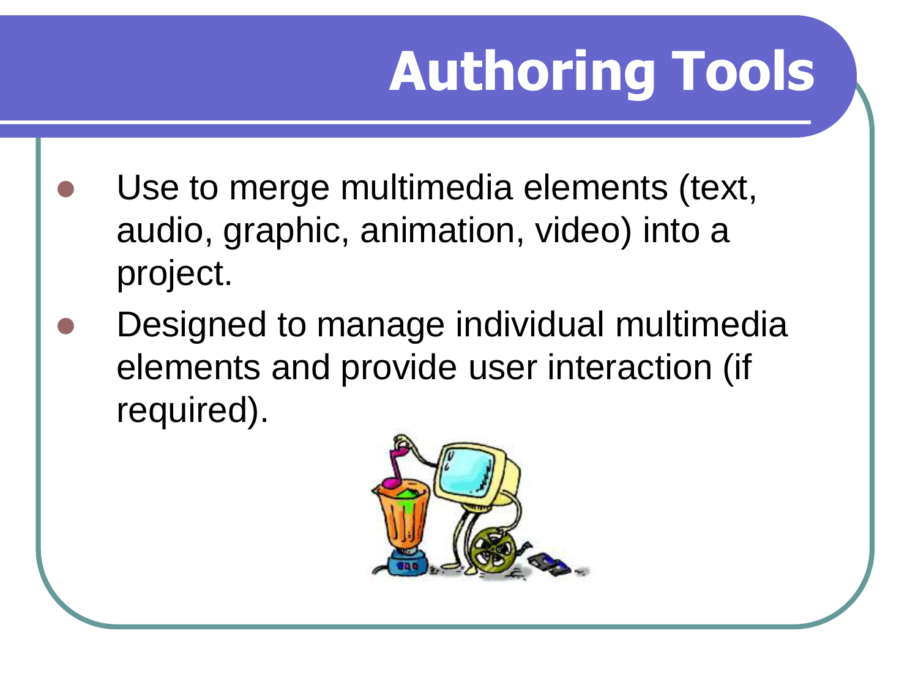# Authoring Tools

- Use to merge multimedia elements (text, audio, graphic, animation, video) into a project.
- Designed to manage individual multimedia elements and provide user interaction (if required).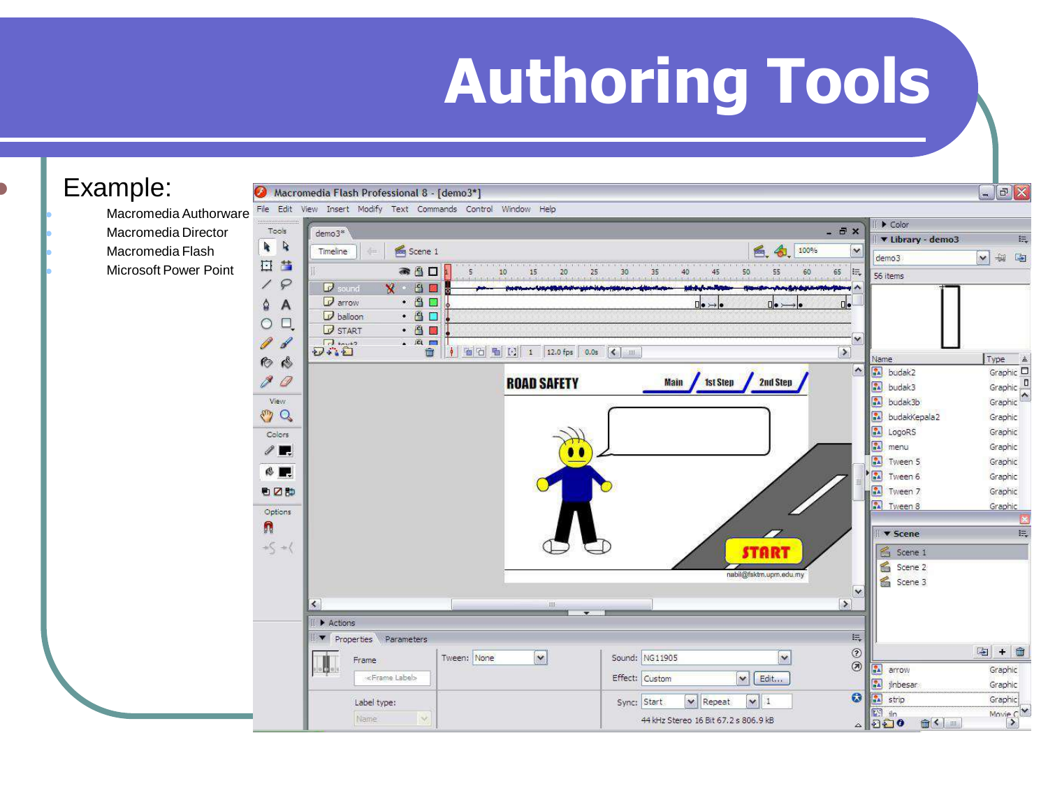# Authoring Tools

- Example:
  - Macromedia Authorware
  - Macromedia Director
  - Macromedia Flash
  - Microsoft Power Point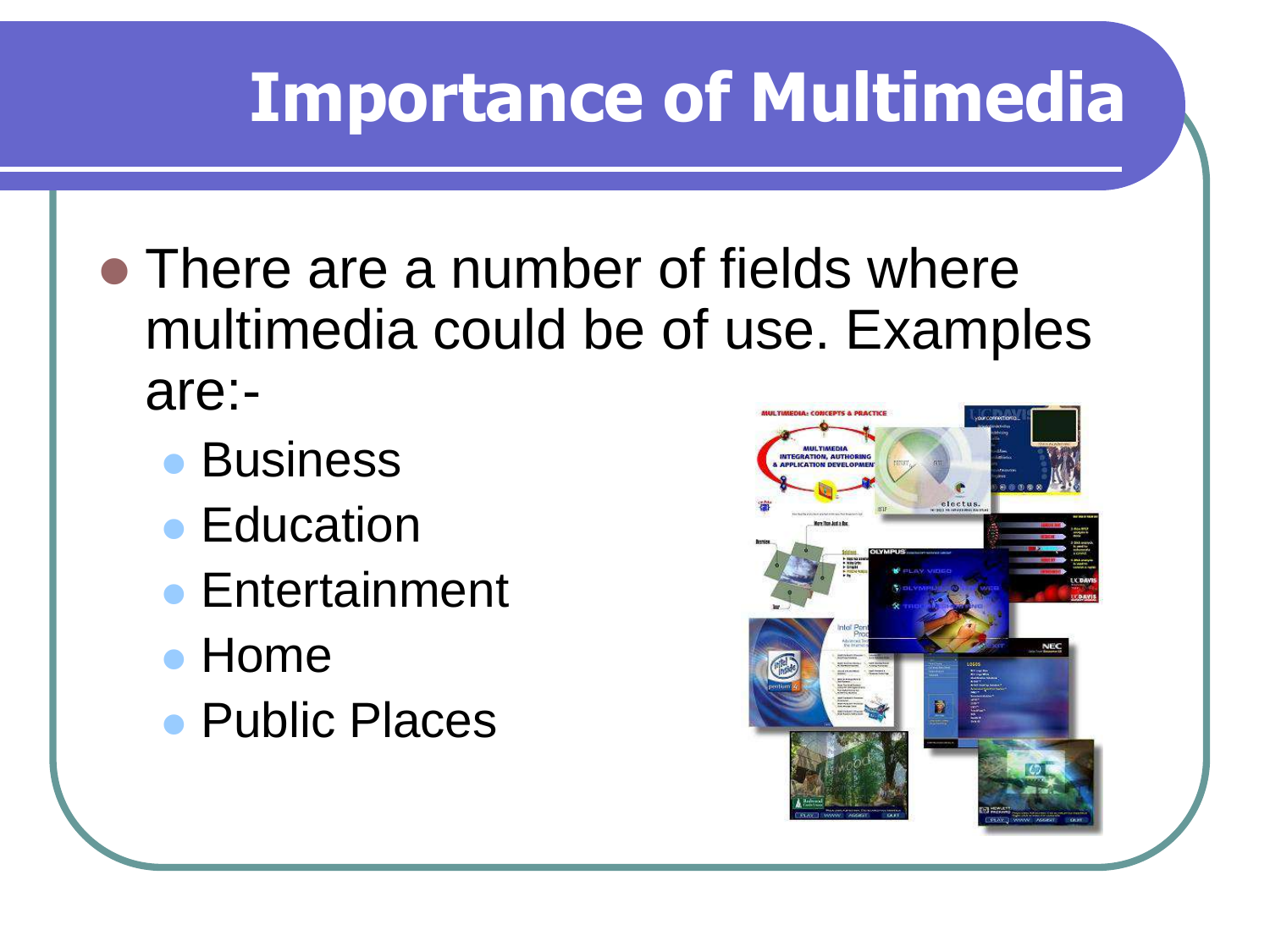# Importance of Multimedia

- There are a number of fields where multimedia could be of use. Examples are:-
  - Business
  - Education
  - Entertainment
  - Home
  - Public Places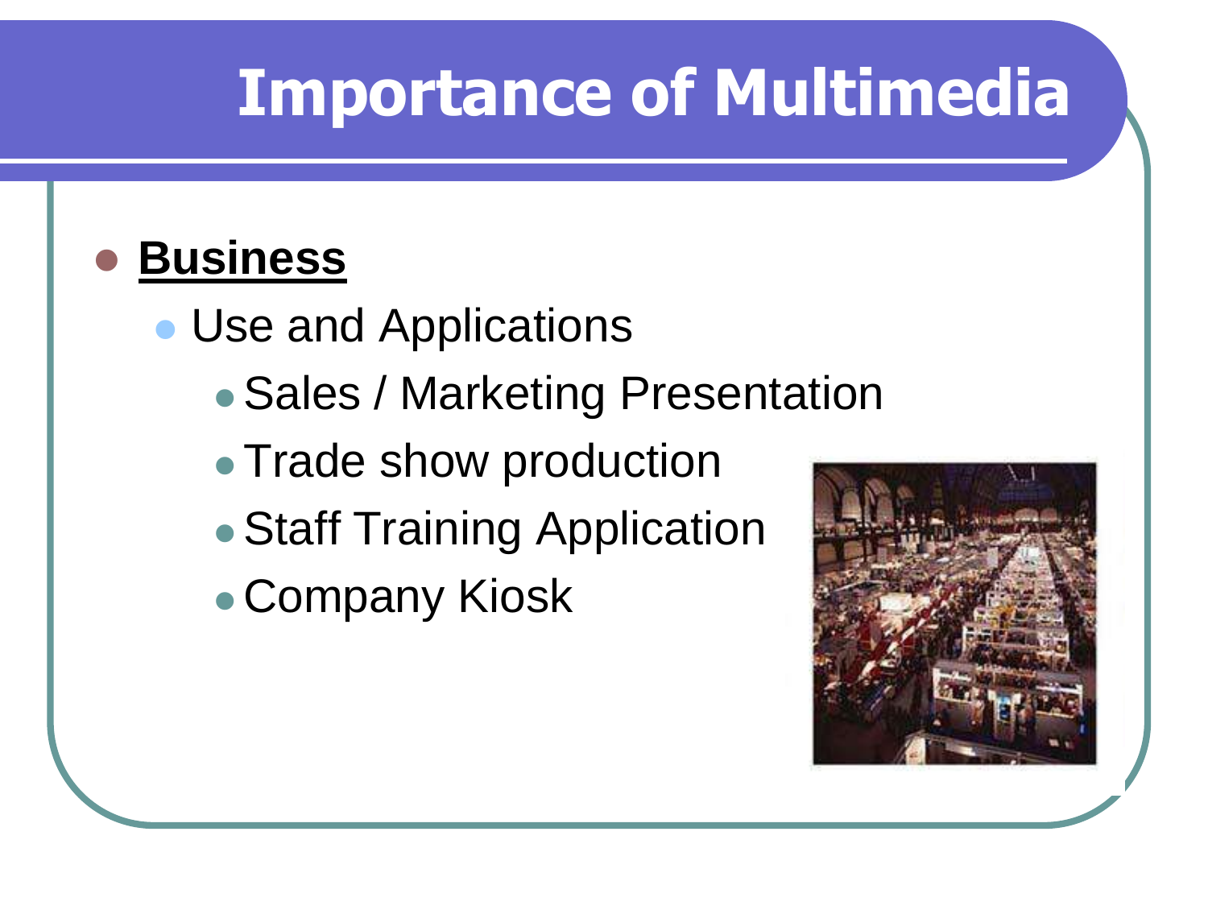# Importance of Multimedia

- **Business**
  - Use and Applications
    - Sales / Marketing Presentation
    - Trade show production
    - Staff Training Application
    - Company Kiosk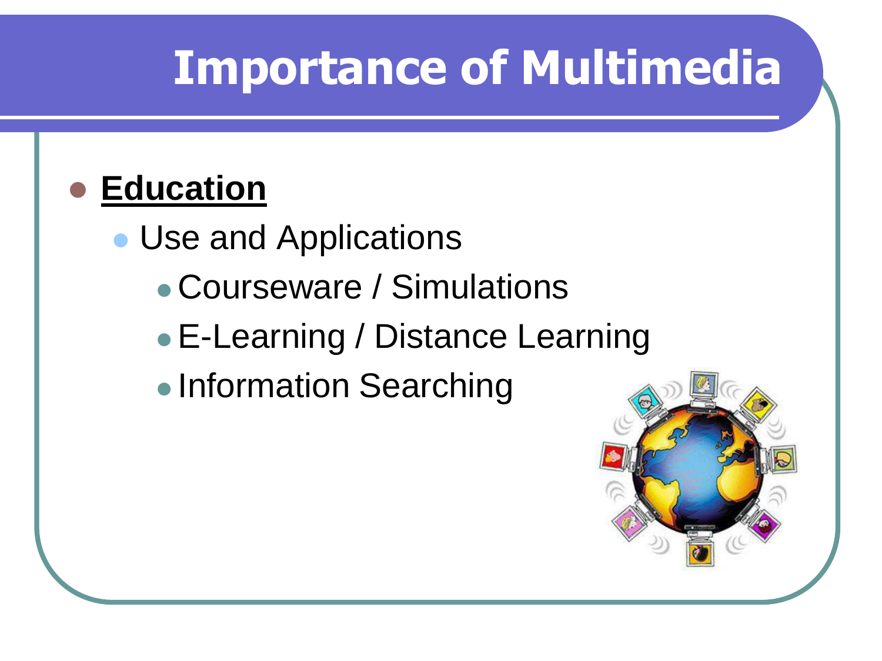# Importance of Multimedia

- **Education**
  - Use and Applications
    - Courseware / Simulations
    - E-Learning / Distance Learning
    - Information Searching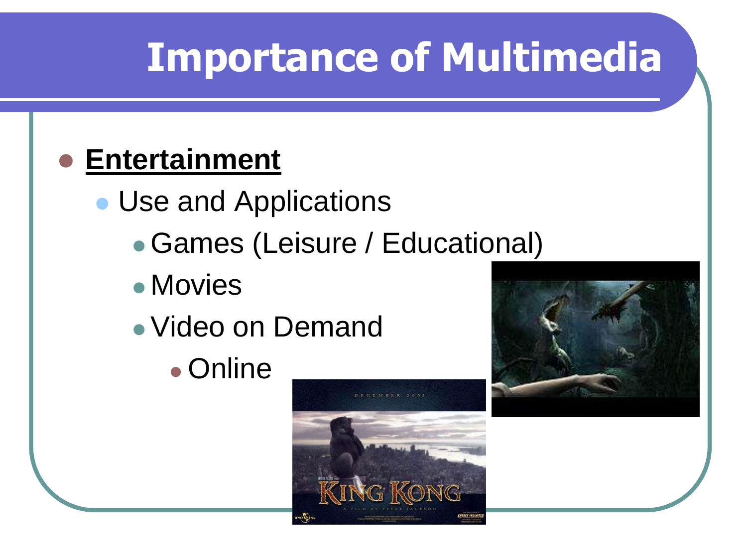# Importance of Multimedia

- **Entertainment**
  - Use and Applications
    - Games (Leisure / Educational)
    - Movies
    - Video on Demand
      - Online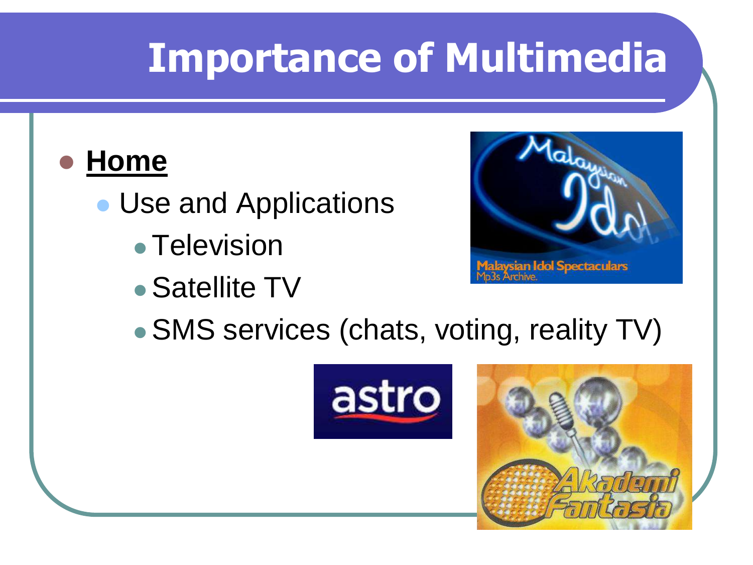# Importance of Multimedia

- **Home**
  - Use and Applications
    - Television
    - Satellite TV
    - SMS services (chats, voting, reality TV)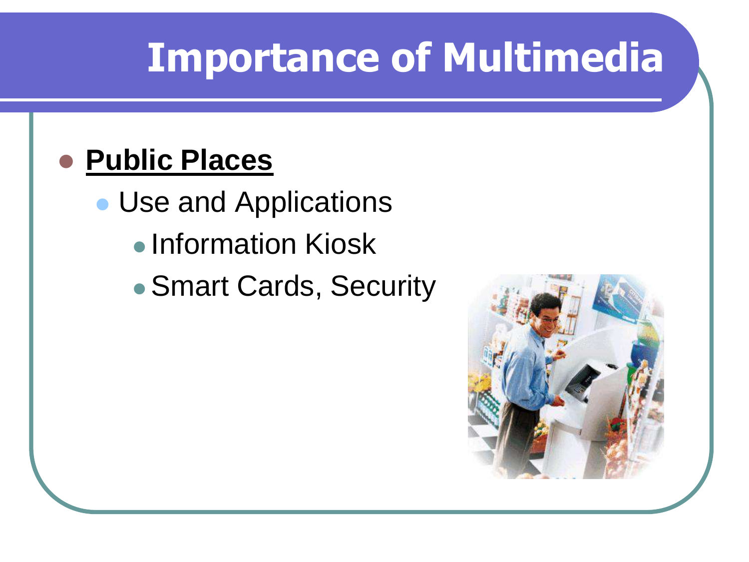# Importance of Multimedia

- **Public Places**
  - Use and Applications
    - Information Kiosk
    - Smart Cards, Security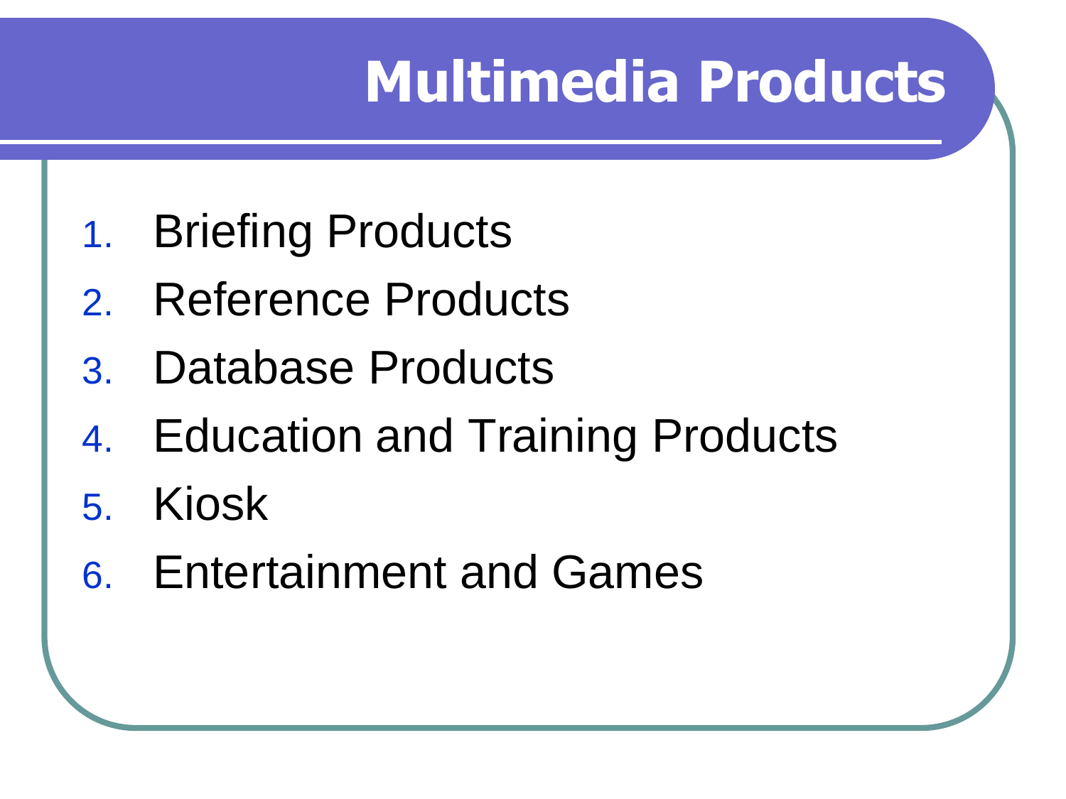# Multimedia Products

1. Briefing Products
2. Reference Products
3. Database Products
4. Education and Training Products
5. Kiosk
6. Entertainment and Games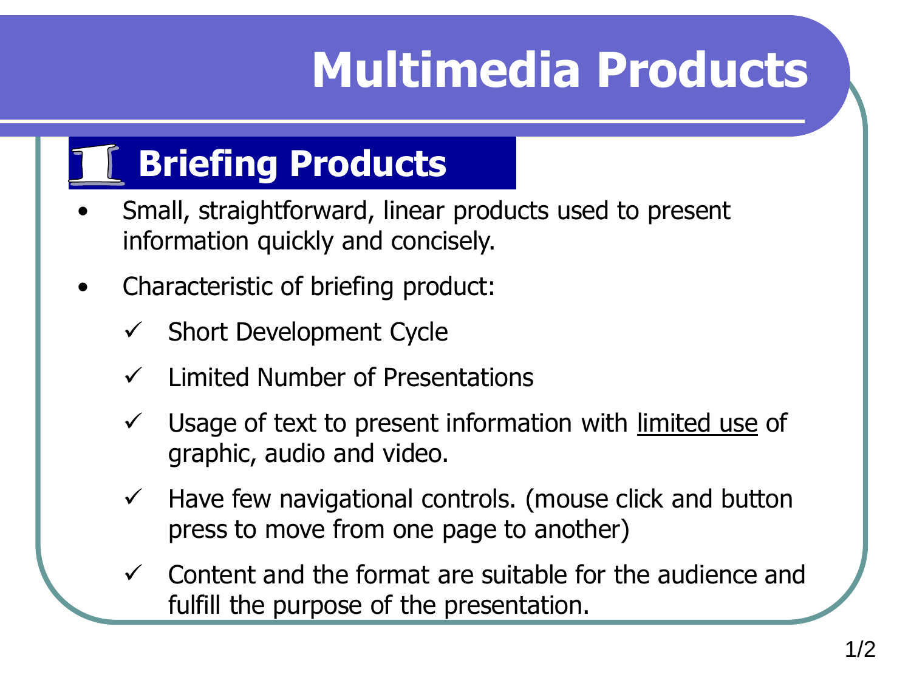# Multimedia Products

## Briefing Products

- Small, straightforward, linear products used to present information quickly and concisely.
- Characteristic of briefing product:
  - ✓ Short Development Cycle
  - ✓ Limited Number of Presentations
  - ✓ Usage of text to present information with limited use of graphic, audio and video.
  - ✓ Have few navigational controls. (mouse click and button press to move from one page to another)
  - ✓ Content and the format are suitable for the audience and fulfill the purpose of the presentation.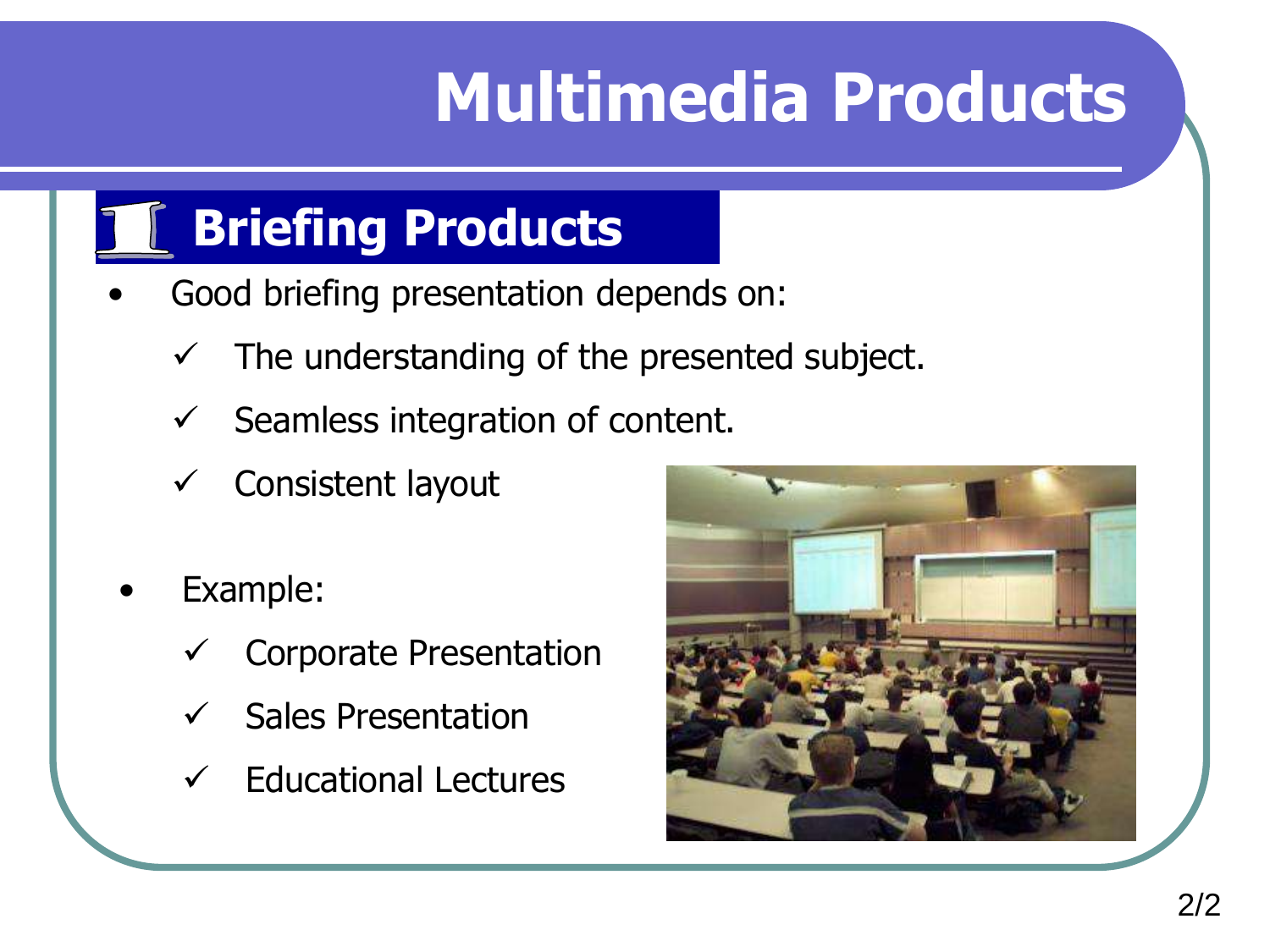# Multimedia Products

## Briefing Products

- Good briefing presentation depends on:
  - ✓ The understanding of the presented subject.
  - ✓ Seamless integration of content.
  - ✓ Consistent layout

- Example:
  - ✓ Corporate Presentation
  - ✓ Sales Presentation
  - ✓ Educational Lectures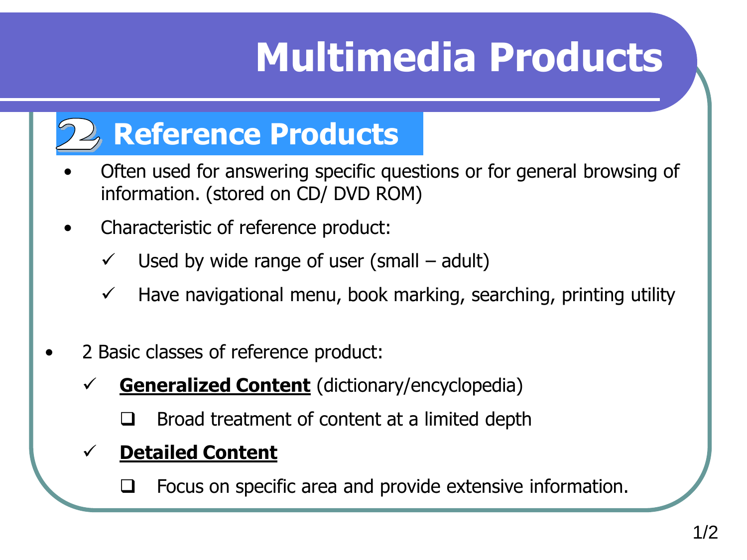# Multimedia Products

## 2 Reference Products

- Often used for answering specific questions or for general browsing of information. (stored on CD/ DVD ROM)
- Characteristic of reference product:
  - ✓ Used by wide range of user (small – adult)
  - ✓ Have navigational menu, book marking, searching, printing utility
- 2 Basic classes of reference product:
  - ✓ **Generalized Content** (dictionary/encyclopedia)
    - ❑ Broad treatment of content at a limited depth
  - ✓ **Detailed Content**
    - ❑ Focus on specific area and provide extensive information.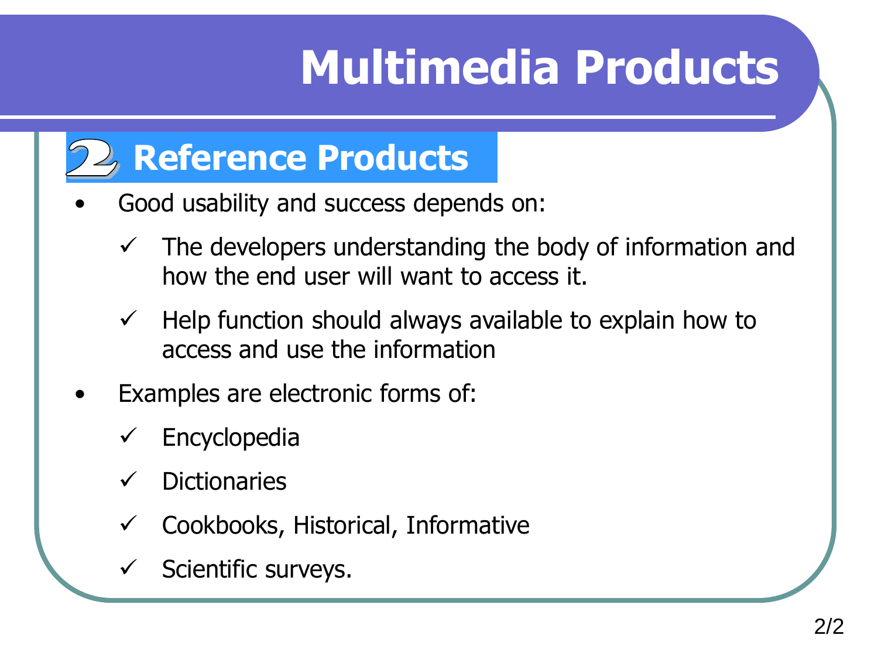# Multimedia Products

## 2 Reference Products

- Good usability and success depends on:
  - ✓ The developers understanding the body of information and how the end user will want to access it.
  - ✓ Help function should always available to explain how to access and use the information
- Examples are electronic forms of:
  - ✓ Encyclopedia
  - ✓ Dictionaries
  - ✓ Cookbooks, Historical, Informative
  - ✓ Scientific surveys.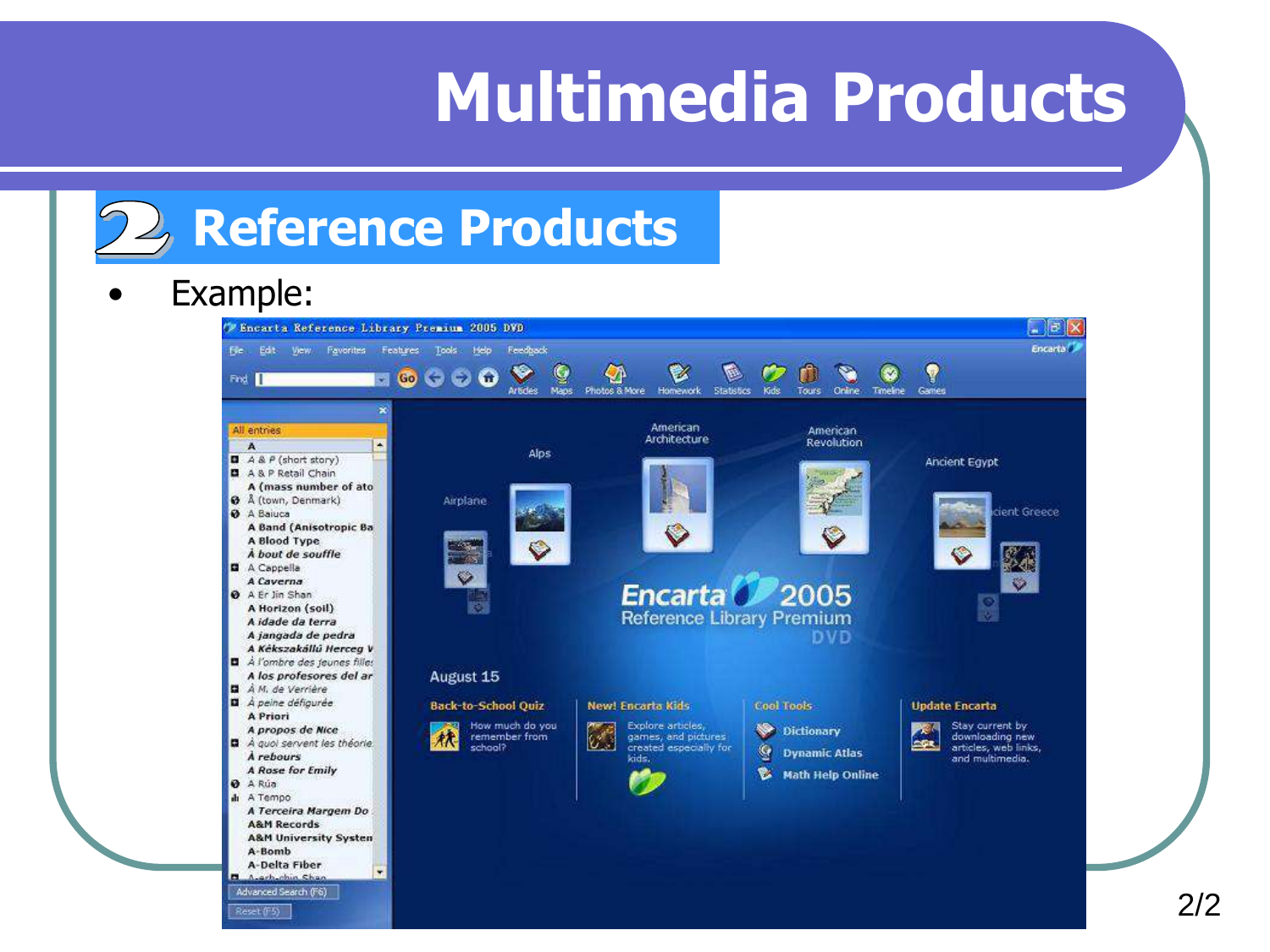# Multimedia Products

## 2 Reference Products

- Example: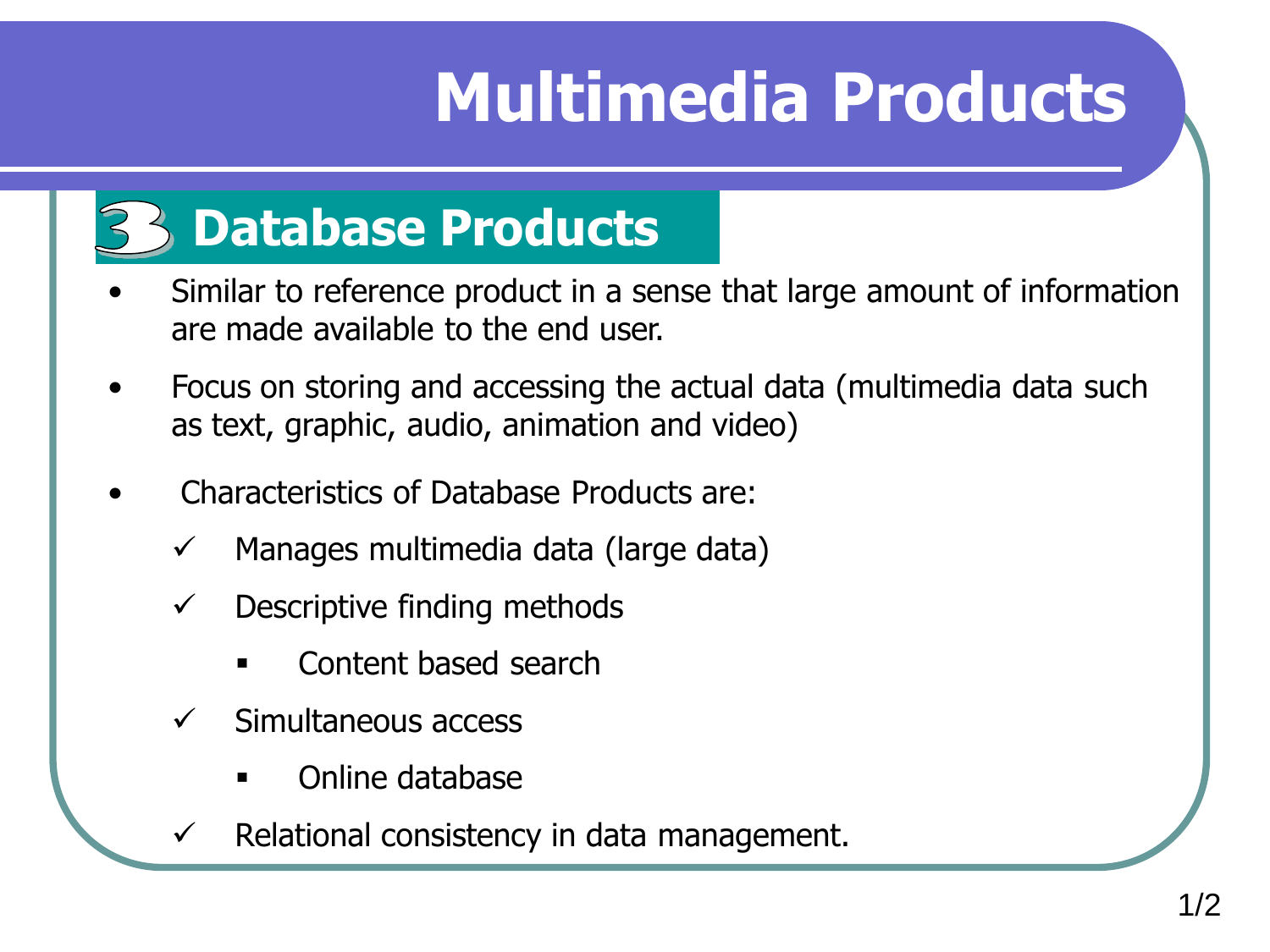# Multimedia Products

## 3 Database Products

- Similar to reference product in a sense that large amount of information are made available to the end user.
- Focus on storing and accessing the actual data (multimedia data such as text, graphic, audio, animation and video)
- Characteristics of Database Products are:
  - ✓ Manages multimedia data (large data)
  - ✓ Descriptive finding methods
    - Content based search
  - ✓ Simultaneous access
    - Online database
  - ✓ Relational consistency in data management.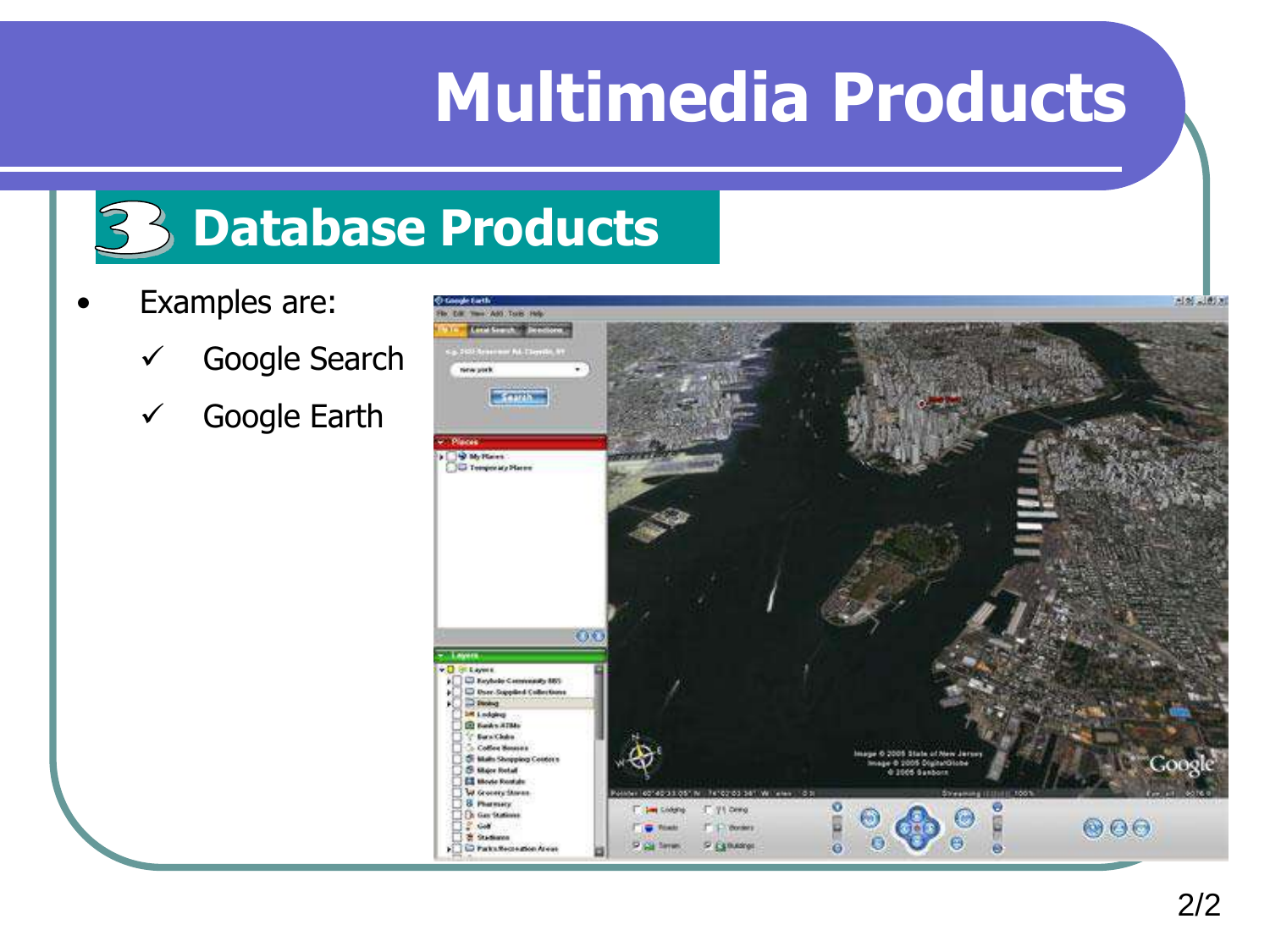# Multimedia Products

## 3 Database Products

- Examples are:
  - ✓ Google Search
  - ✓ Google Earth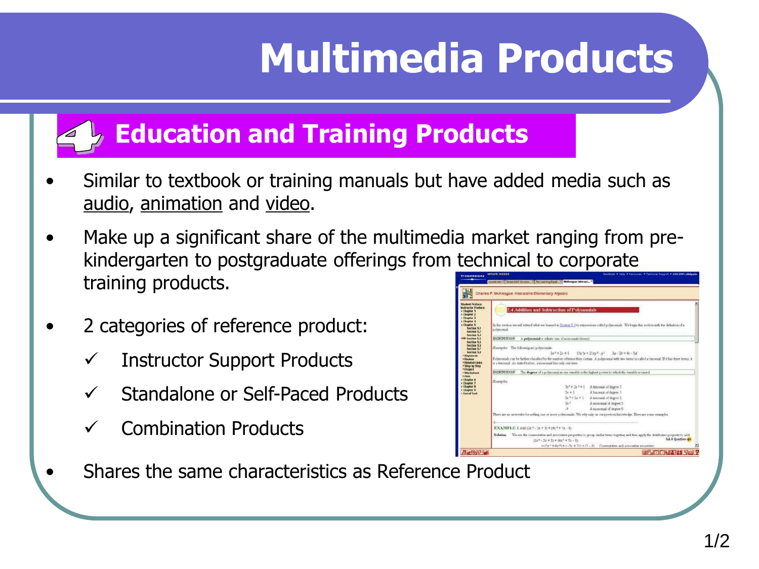# Multimedia Products

## 4 Education and Training Products

- Similar to textbook or training manuals but have added media such as audio, animation and video.
- Make up a significant share of the multimedia market ranging from pre-kindergarten to postgraduate offerings from technical to corporate training products.
- 2 categories of reference product:
  - ✓ Instructor Support Products
  - ✓ Standalone or Self-Paced Products
  - ✓ Combination Products
- Shares the same characteristics as Reference Product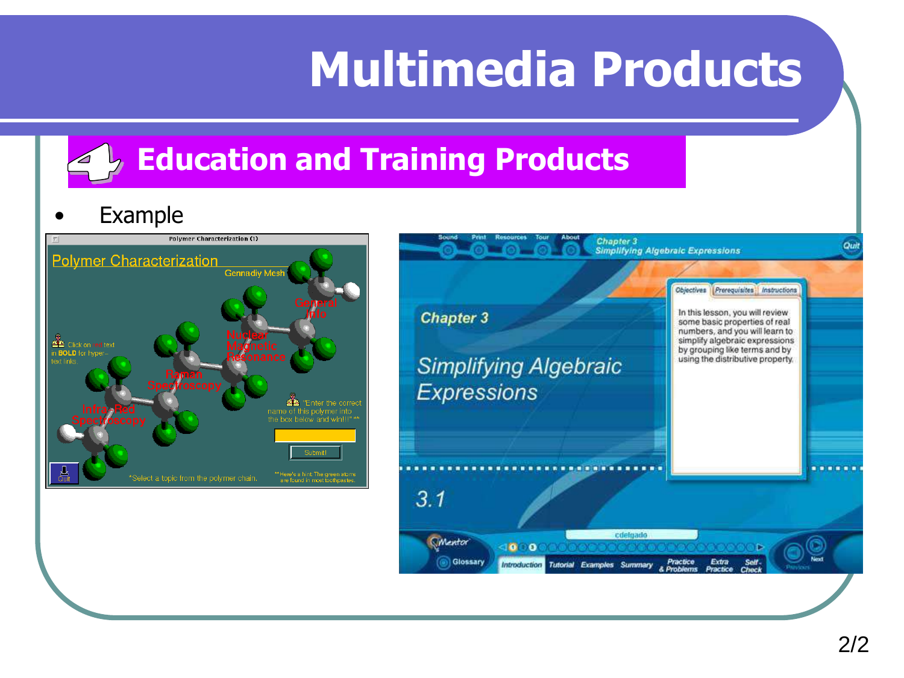# Multimedia Products

## 4 Education and Training Products

- Example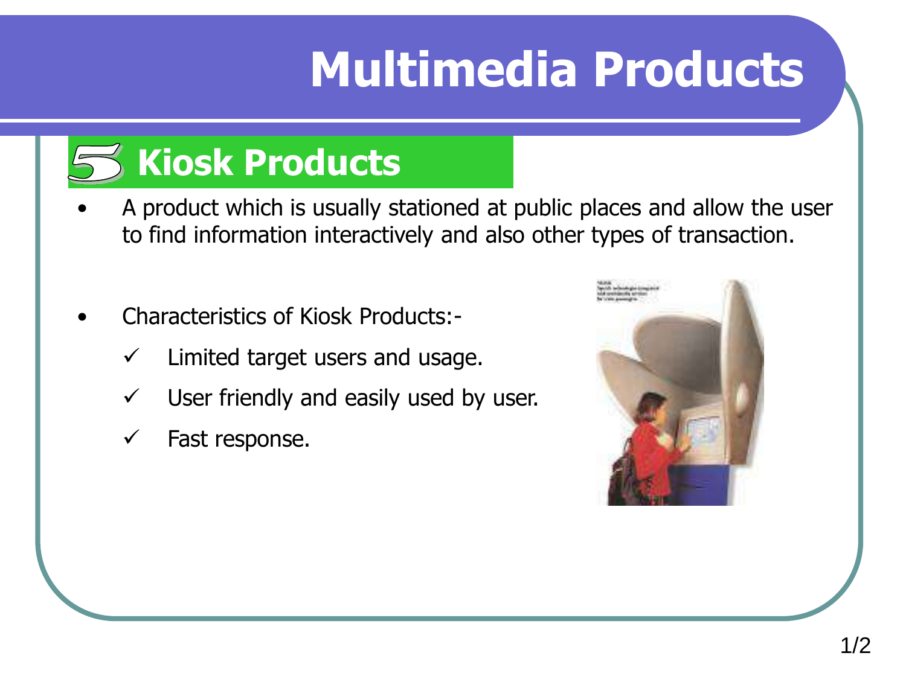# Multimedia Products

## 5 Kiosk Products

- A product which is usually stationed at public places and allow the user to find information interactively and also other types of transaction.

- Characteristics of Kiosk Products:-
  - ✓ Limited target users and usage.
  - ✓ User friendly and easily used by user.
  - ✓ Fast response.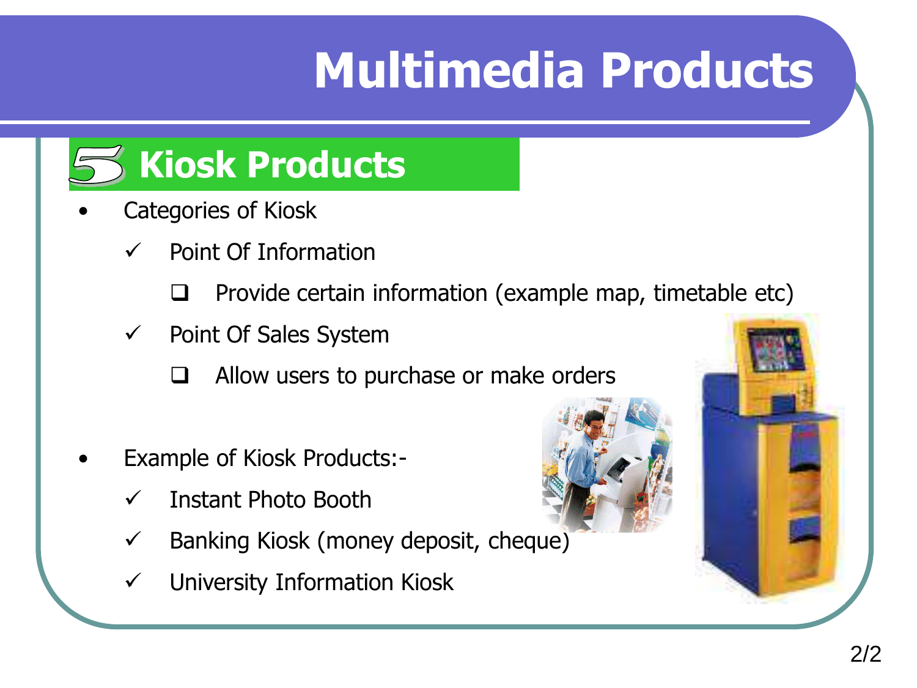# Multimedia Products

## 5 Kiosk Products

- Categories of Kiosk
  - ✓ Point Of Information
    - ❑ Provide certain information (example map, timetable etc)
  - ✓ Point Of Sales System
    - ❑ Allow users to purchase or make orders

- Example of Kiosk Products:-
  - ✓ Instant Photo Booth
  - ✓ Banking Kiosk (money deposit, cheque)
  - ✓ University Information Kiosk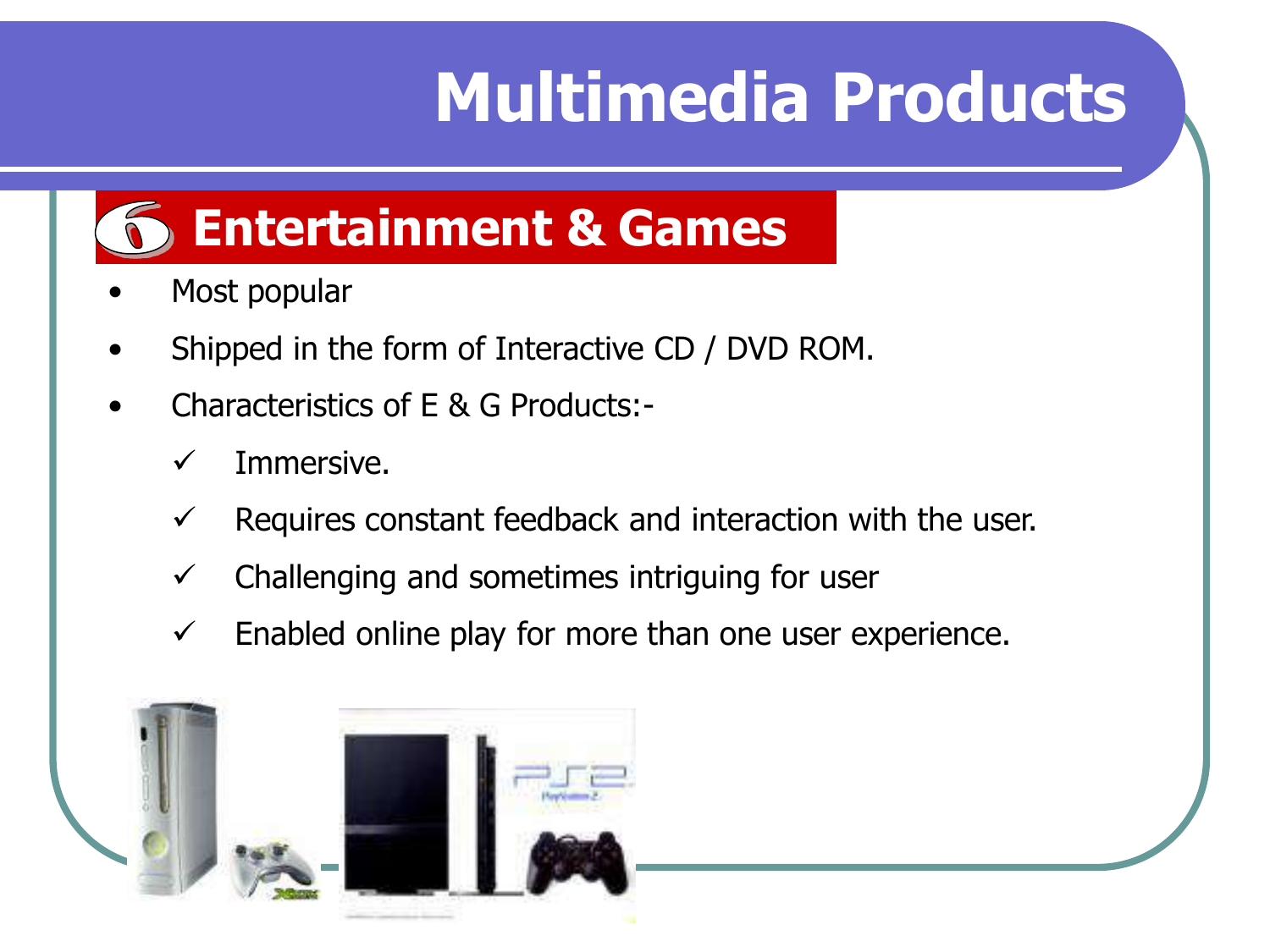# Multimedia Products

## 6 Entertainment & Games

- Most popular
- Shipped in the form of Interactive CD / DVD ROM.
- Characteristics of E & G Products:-
  - ✓ Immersive.
  - ✓ Requires constant feedback and interaction with the user.
  - ✓ Challenging and sometimes intriguing for user
  - ✓ Enabled online play for more than one user experience.